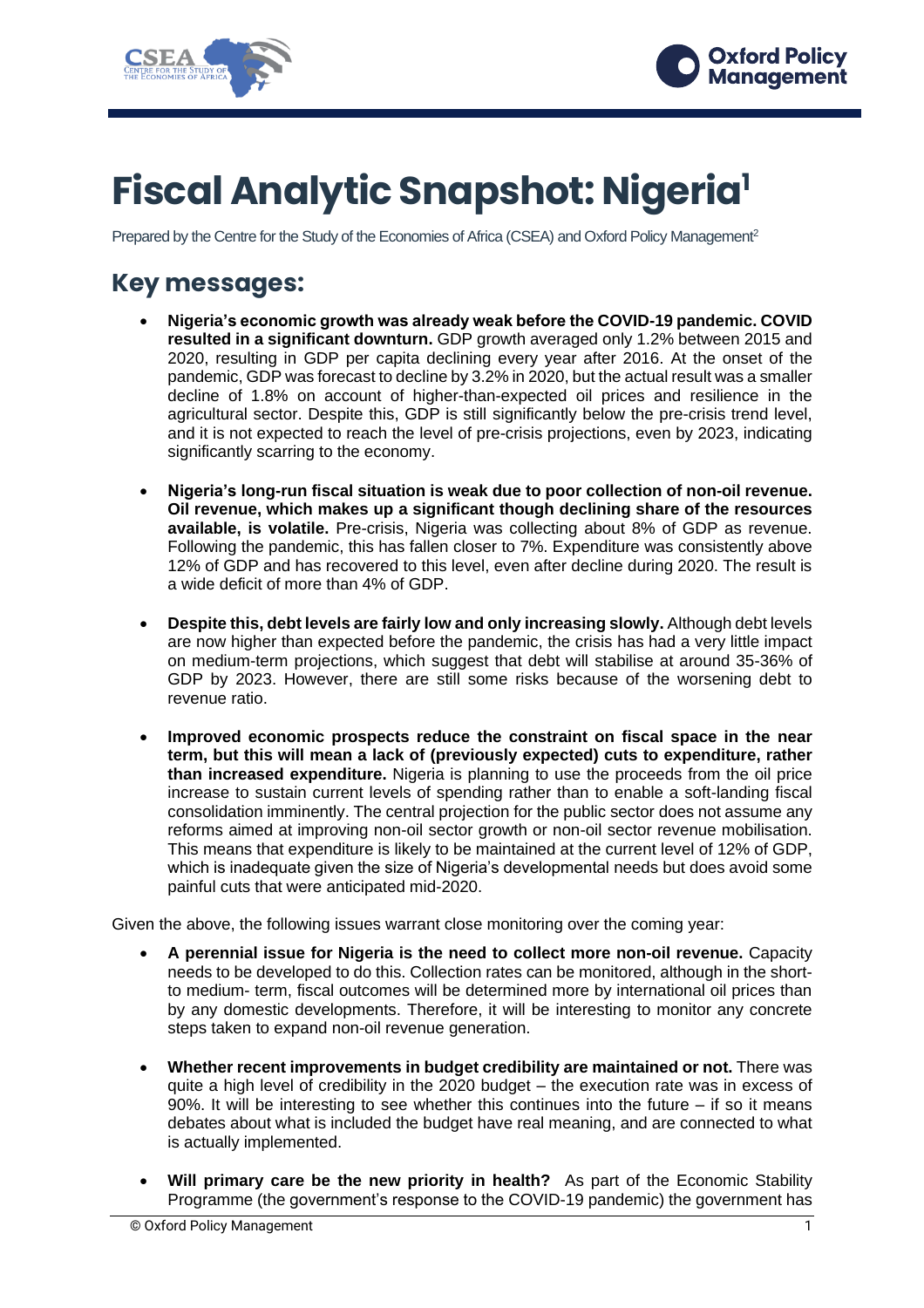# Fiscal Analytic Snapshot: Nigeria[1]

Prepared by the Centre for the Study of the Economies of Africa (CSEA) and Oxford Policy Management[2]

## Key messages:

- **Nigeria's economic growth was already weak before the COVID-19 pandemic. COVID resulted in a significant downturn.** GDP growth averaged only 1.2% between 2015 and 2020, resulting in GDP per capita declining every year after 2016. At the onset of the pandemic, GDP was forecast to decline by 3.2% in 2020, but the actual result was a smaller decline of 1.8% on account of higher-than-expected oil prices and resilience in the agricultural sector. Despite this, GDP is still significantly below the pre-crisis trend level, and it is not expected to reach the level of pre-crisis projections, even by 2023, indicating significantly scarring to the economy.

- **Nigeria's long-run fiscal situation is weak due to poor collection of non-oil revenue. Oil revenue, which makes up a significant though declining share of the resources available, is volatile.** Pre-crisis, Nigeria was collecting about 8% of GDP as revenue. Following the pandemic, this has fallen closer to 7%. Expenditure was consistently above 12% of GDP and has recovered to this level, even after decline during 2020. The result is a wide deficit of more than 4% of GDP.

- **Despite this, debt levels are fairly low and only increasing slowly.** Although debt levels are now higher than expected before the pandemic, the crisis has had a very little impact on medium-term projections, which suggest that debt will stabilise at around 35-36% of GDP by 2023. However, there are still some risks because of the worsening debt to revenue ratio.

- **Improved economic prospects reduce the constraint on fiscal space in the near term, but this will mean a lack of (previously expected) cuts to expenditure, rather than increased expenditure.** Nigeria is planning to use the proceeds from the oil price increase to sustain current levels of spending rather than to enable a soft-landing fiscal consolidation imminently. The central projection for the public sector does not assume any reforms aimed at improving non-oil sector growth or non-oil sector revenue mobilisation. This means that expenditure is likely to be maintained at the current level of 12% of GDP, which is inadequate given the size of Nigeria's developmental needs but does avoid some painful cuts that were anticipated mid-2020.

Given the above, the following issues warrant close monitoring over the coming year:

- **A perennial issue for Nigeria is the need to collect more non-oil revenue.** Capacity needs to be developed to do this. Collection rates can be monitored, although in the short- to medium- term, fiscal outcomes will be determined more by international oil prices than by any domestic developments. Therefore, it will be interesting to monitor any concrete steps taken to expand non-oil revenue generation.

- **Whether recent improvements in budget credibility are maintained or not.** There was quite a high level of credibility in the 2020 budget – the execution rate was in excess of 90%. It will be interesting to see whether this continues into the future – if so it means debates about what is included the budget have real meaning, and are connected to what is actually implemented.

- **Will primary care be the new priority in health?** As part of the Economic Stability Programme (the government's response to the COVID-19 pandemic) the government has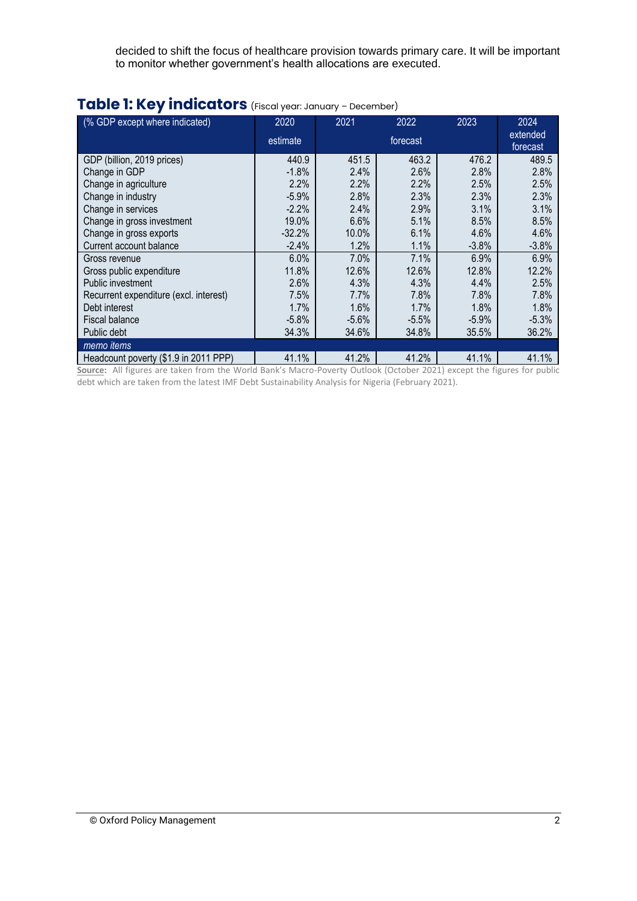decided to shift the focus of healthcare provision towards primary care. It will be important to monitor whether government's health allocations are executed.

## Table 1: Key indicators (Fiscal year: January – December)

| (% GDP except where indicated) | 2020 | 2021 | 2022 | 2023 | 2024 |
|---|---|---|---|---|---|
| | estimate | forecast | | | extended forecast |
| GDP (billion, 2019 prices) | 440.9 | 451.5 | 463.2 | 476.2 | 489.5 |
| Change in GDP | -1.8% | 2.4% | 2.6% | 2.8% | 2.8% |
| Change in agriculture | 2.2% | 2.2% | 2.2% | 2.5% | 2.5% |
| Change in industry | -5.9% | 2.8% | 2.3% | 2.3% | 2.3% |
| Change in services | -2.2% | 2.4% | 2.9% | 3.1% | 3.1% |
| Change in gross investment | 19.0% | 6.6% | 5.1% | 8.5% | 8.5% |
| Change in gross exports | -32.2% | 10.0% | 6.1% | 4.6% | 4.6% |
| Current account balance | -2.4% | 1.2% | 1.1% | -3.8% | -3.8% |
| Gross revenue | 6.0% | 7.0% | 7.1% | 6.9% | 6.9% |
| Gross public expenditure | 11.8% | 12.6% | 12.6% | 12.8% | 12.2% |
| Public investment | 2.6% | 4.3% | 4.3% | 4.4% | 2.5% |
| Recurrent expenditure (excl. interest) | 7.5% | 7.7% | 7.8% | 7.8% | 7.8% |
| Debt interest | 1.7% | 1.6% | 1.7% | 1.8% | 1.8% |
| Fiscal balance | -5.8% | -5.6% | -5.5% | -5.9% | -5.3% |
| Public debt | 34.3% | 34.6% | 34.8% | 35.5% | 36.2% |
| *memo items* | | | | | |
| Headcount poverty ($1.9 in 2011 PPP) | 41.1% | 41.2% | 41.2% | 41.1% | 41.1% |

**Source:** All figures are taken from the World Bank's Macro-Poverty Outlook (October 2021) except the figures for public debt which are taken from the latest IMF Debt Sustainability Analysis for Nigeria (February 2021).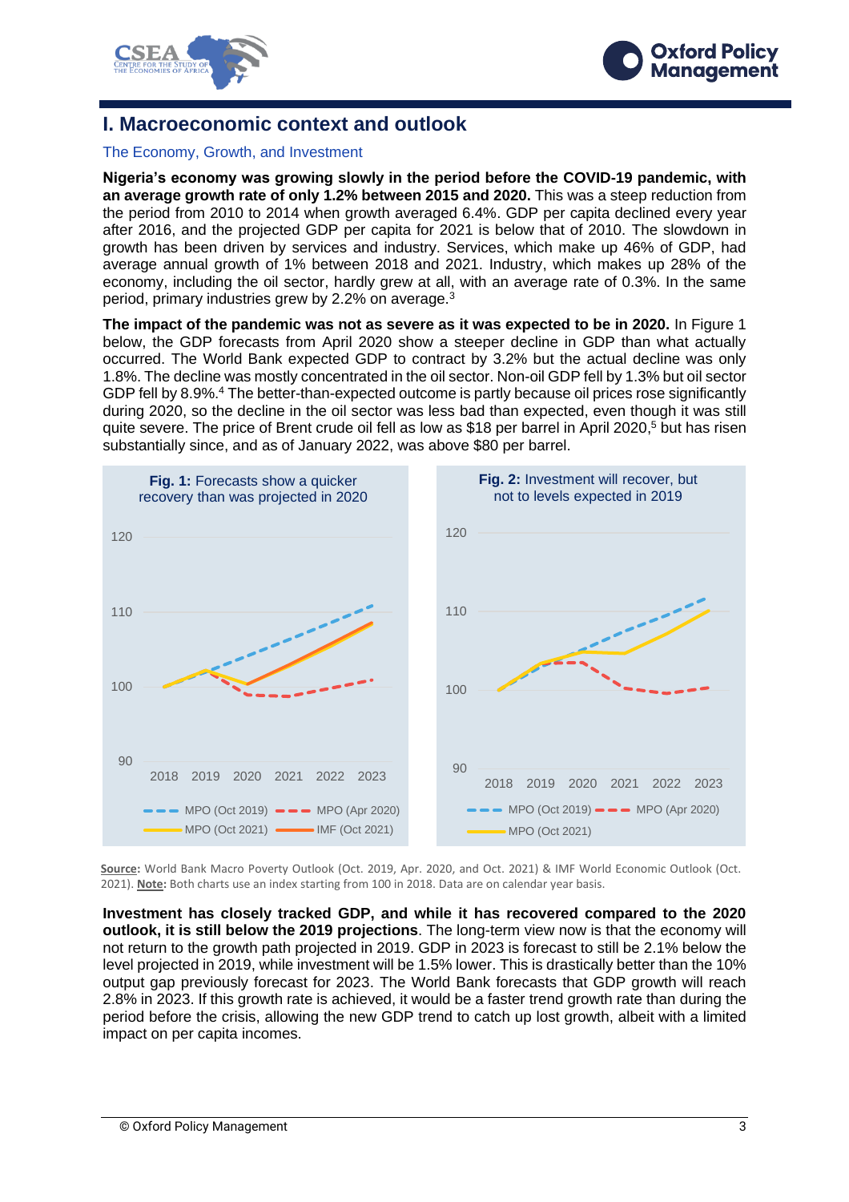# I. Macroeconomic context and outlook

## The Economy, Growth, and Investment

**Nigeria's economy was growing slowly in the period before the COVID-19 pandemic, with an average growth rate of only 1.2% between 2015 and 2020.** This was a steep reduction from the period from 2010 to 2014 when growth averaged 6.4%. GDP per capita declined every year after 2016, and the projected GDP per capita for 2021 is below that of 2010. The slowdown in growth has been driven by services and industry. Services, which make up 46% of GDP, had average annual growth of 1% between 2018 and 2021. Industry, which makes up 28% of the economy, including the oil sector, hardly grew at all, with an average rate of 0.3%. In the same period, primary industries grew by 2.2% on average.[3]

**The impact of the pandemic was not as severe as it was expected to be in 2020.** In Figure 1 below, the GDP forecasts from April 2020 show a steeper decline in GDP than what actually occurred. The World Bank expected GDP to contract by 3.2% but the actual decline was only 1.8%. The decline was mostly concentrated in the oil sector. Non-oil GDP fell by 1.3% but oil sector GDP fell by 8.9%.[4] The better-than-expected outcome is partly because oil prices rose significantly during 2020, so the decline in the oil sector was less bad than expected, even though it was still quite severe. The price of Brent crude oil fell as low as $18 per barrel in April 2020,[5] but has risen substantially since, and as of January 2022, was above $80 per barrel.

**Fig. 1:** Forecasts show a quicker recovery than was projected in 2020

**Fig. 2:** Investment will recover, but not to levels expected in 2019

**Source:** World Bank Macro Poverty Outlook (Oct. 2019, Apr. 2020, and Oct. 2021) & IMF World Economic Outlook (Oct. 2021). **Note:** Both charts use an index starting from 100 in 2018. Data are on calendar year basis.

**Investment has closely tracked GDP, and while it has recovered compared to the 2020 outlook, it is still below the 2019 projections**. The long-term view now is that the economy will not return to the growth path projected in 2019. GDP in 2023 is forecast to still be 2.1% below the level projected in 2019, while investment will be 1.5% lower. This is drastically better than the 10% output gap previously forecast for 2023. The World Bank forecasts that GDP growth will reach 2.8% in 2023. If this growth rate is achieved, it would be a faster trend growth rate than during the period before the crisis, allowing the new GDP trend to catch up lost growth, albeit with a limited impact on per capita incomes.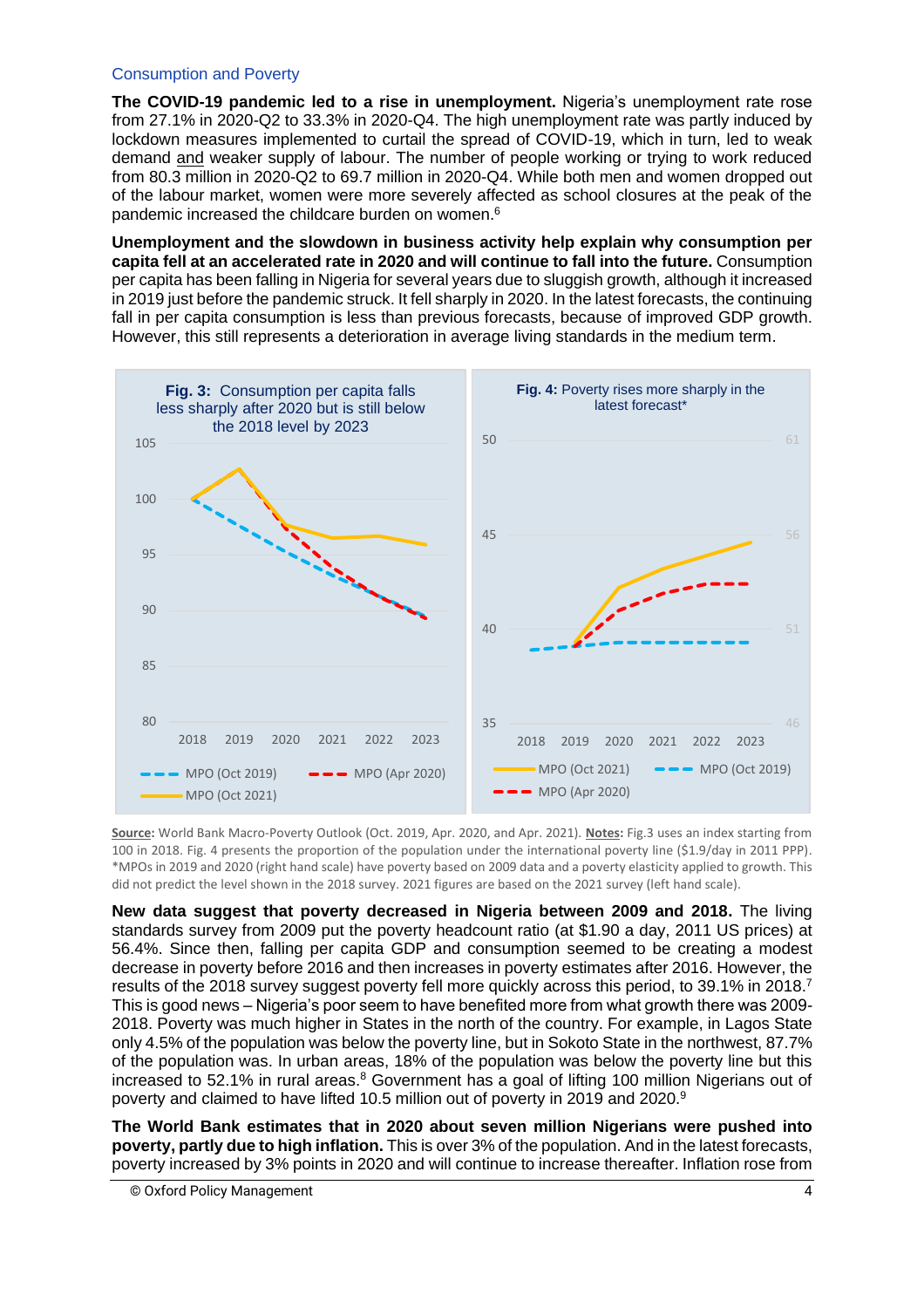## Consumption and Poverty

**The COVID-19 pandemic led to a rise in unemployment.** Nigeria's unemployment rate rose from 27.1% in 2020-Q2 to 33.3% in 2020-Q4. The high unemployment rate was partly induced by lockdown measures implemented to curtail the spread of COVID-19, which in turn, led to weak demand and weaker supply of labour. The number of people working or trying to work reduced from 80.3 million in 2020-Q2 to 69.7 million in 2020-Q4. While both men and women dropped out of the labour market, women were more severely affected as school closures at the peak of the pandemic increased the childcare burden on women.[6]

**Unemployment and the slowdown in business activity help explain why consumption per capita fell at an accelerated rate in 2020 and will continue to fall into the future.** Consumption per capita has been falling in Nigeria for several years due to sluggish growth, although it increased in 2019 just before the pandemic struck. It fell sharply in 2020. In the latest forecasts, the continuing fall in per capita consumption is less than previous forecasts, because of improved GDP growth. However, this still represents a deterioration in average living standards in the medium term.

**Fig. 3:** Consumption per capita falls less sharply after 2020 but is still below the 2018 level by 2023

**Fig. 4:** Poverty rises more sharply in the latest forecast*

**Source:** World Bank Macro-Poverty Outlook (Oct. 2019, Apr. 2020, and Apr. 2021). **Notes:** Fig.3 uses an index starting from 100 in 2018. Fig. 4 presents the proportion of the population under the international poverty line ($1.9/day in 2011 PPP). *MPOs in 2019 and 2020 (right hand scale) have poverty based on 2009 data and a poverty elasticity applied to growth. This did not predict the level shown in the 2018 survey. 2021 figures are based on the 2021 survey (left hand scale).

**New data suggest that poverty decreased in Nigeria between 2009 and 2018.** The living standards survey from 2009 put the poverty headcount ratio (at $1.90 a day, 2011 US prices) at 56.4%. Since then, falling per capita GDP and consumption seemed to be creating a modest decrease in poverty before 2016 and then increases in poverty estimates after 2016. However, the results of the 2018 survey suggest poverty fell more quickly across this period, to 39.1% in 2018.[7] This is good news – Nigeria's poor seem to have benefited more from what growth there was 2009-2018. Poverty was much higher in States in the north of the country. For example, in Lagos State only 4.5% of the population was below the poverty line, but in Sokoto State in the northwest, 87.7% of the population was. In urban areas, 18% of the population was below the poverty line but this increased to 52.1% in rural areas.[8] Government has a goal of lifting 100 million Nigerians out of poverty and claimed to have lifted 10.5 million out of poverty in 2019 and 2020.[9]

**The World Bank estimates that in 2020 about seven million Nigerians were pushed into poverty, partly due to high inflation.** This is over 3% of the population. And in the latest forecasts, poverty increased by 3% points in 2020 and will continue to increase thereafter. Inflation rose from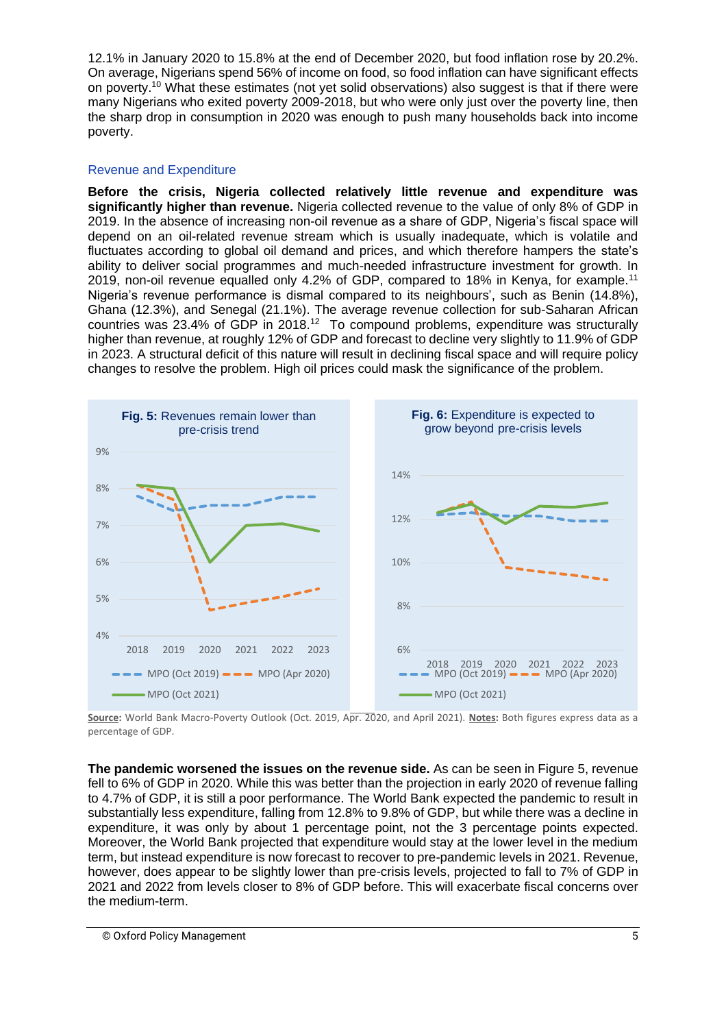12.1% in January 2020 to 15.8% at the end of December 2020, but food inflation rose by 20.2%. On average, Nigerians spend 56% of income on food, so food inflation can have significant effects on poverty.[10] What these estimates (not yet solid observations) also suggest is that if there were many Nigerians who exited poverty 2009-2018, but who were only just over the poverty line, then the sharp drop in consumption in 2020 was enough to push many households back into income poverty.

### Revenue and Expenditure

**Before the crisis, Nigeria collected relatively little revenue and expenditure was significantly higher than revenue.** Nigeria collected revenue to the value of only 8% of GDP in 2019. In the absence of increasing non-oil revenue as a share of GDP, Nigeria's fiscal space will depend on an oil-related revenue stream which is usually inadequate, which is volatile and fluctuates according to global oil demand and prices, and which therefore hampers the state's ability to deliver social programmes and much-needed infrastructure investment for growth. In 2019, non-oil revenue equalled only 4.2% of GDP, compared to 18% in Kenya, for example.[11] Nigeria's revenue performance is dismal compared to its neighbours', such as Benin (14.8%), Ghana (12.3%), and Senegal (21.1%). The average revenue collection for sub-Saharan African countries was 23.4% of GDP in 2018.[12] To compound problems, expenditure was structurally higher than revenue, at roughly 12% of GDP and forecast to decline very slightly to 11.9% of GDP in 2023. A structural deficit of this nature will result in declining fiscal space and will require policy changes to resolve the problem. High oil prices could mask the significance of the problem.

**Fig. 5:** Revenues remain lower than pre-crisis trend

**Fig. 6:** Expenditure is expected to grow beyond pre-crisis levels

**Source:** World Bank Macro-Poverty Outlook (Oct. 2019, Apr. 2020, and April 2021). **Notes:** Both figures express data as a percentage of GDP.

**The pandemic worsened the issues on the revenue side.** As can be seen in Figure 5, revenue fell to 6% of GDP in 2020. While this was better than the projection in early 2020 of revenue falling to 4.7% of GDP, it is still a poor performance. The World Bank expected the pandemic to result in substantially less expenditure, falling from 12.8% to 9.8% of GDP, but while there was a decline in expenditure, it was only by about 1 percentage point, not the 3 percentage points expected. Moreover, the World Bank projected that expenditure would stay at the lower level in the medium term, but instead expenditure is now forecast to recover to pre-pandemic levels in 2021. Revenue, however, does appear to be slightly lower than pre-crisis levels, projected to fall to 7% of GDP in 2021 and 2022 from levels closer to 8% of GDP before. This will exacerbate fiscal concerns over the medium-term.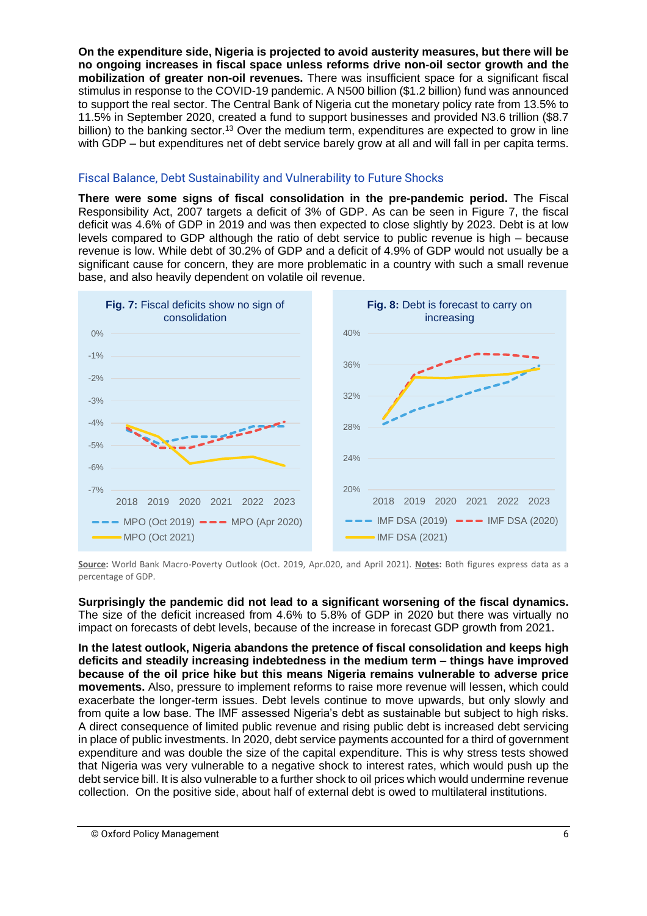**On the expenditure side, Nigeria is projected to avoid austerity measures, but there will be no ongoing increases in fiscal space unless reforms drive non-oil sector growth and the mobilization of greater non-oil revenues.** There was insufficient space for a significant fiscal stimulus in response to the COVID-19 pandemic. A N500 billion ($1.2 billion) fund was announced to support the real sector. The Central Bank of Nigeria cut the monetary policy rate from 13.5% to 11.5% in September 2020, created a fund to support businesses and provided N3.6 trillion ($8.7 billion) to the banking sector.[13] Over the medium term, expenditures are expected to grow in line with GDP – but expenditures net of debt service barely grow at all and will fall in per capita terms.

## Fiscal Balance, Debt Sustainability and Vulnerability to Future Shocks

**There were some signs of fiscal consolidation in the pre-pandemic period.** The Fiscal Responsibility Act, 2007 targets a deficit of 3% of GDP. As can be seen in Figure 7, the fiscal deficit was 4.6% of GDP in 2019 and was then expected to close slightly by 2023. Debt is at low levels compared to GDP although the ratio of debt service to public revenue is high – because revenue is low. While debt of 30.2% of GDP and a deficit of 4.9% of GDP would not usually be a significant cause for concern, they are more problematic in a country with such a small revenue base, and also heavily dependent on volatile oil revenue.

**Fig. 7:** Fiscal deficits show no sign of consolidation

**Fig. 8:** Debt is forecast to carry on increasing

**Source:** World Bank Macro-Poverty Outlook (Oct. 2019, Apr.020, and April 2021). **Notes:** Both figures express data as a percentage of GDP.

**Surprisingly the pandemic did not lead to a significant worsening of the fiscal dynamics.** The size of the deficit increased from 4.6% to 5.8% of GDP in 2020 but there was virtually no impact on forecasts of debt levels, because of the increase in forecast GDP growth from 2021.

**In the latest outlook, Nigeria abandons the pretence of fiscal consolidation and keeps high deficits and steadily increasing indebtedness in the medium term – things have improved because of the oil price hike but this means Nigeria remains vulnerable to adverse price movements.** Also, pressure to implement reforms to raise more revenue will lessen, which could exacerbate the longer-term issues. Debt levels continue to move upwards, but only slowly and from quite a low base. The IMF assessed Nigeria's debt as sustainable but subject to high risks. A direct consequence of limited public revenue and rising public debt is increased debt servicing in place of public investments. In 2020, debt service payments accounted for a third of government expenditure and was double the size of the capital expenditure. This is why stress tests showed that Nigeria was very vulnerable to a negative shock to interest rates, which would push up the debt service bill. It is also vulnerable to a further shock to oil prices which would undermine revenue collection. On the positive side, about half of external debt is owed to multilateral institutions.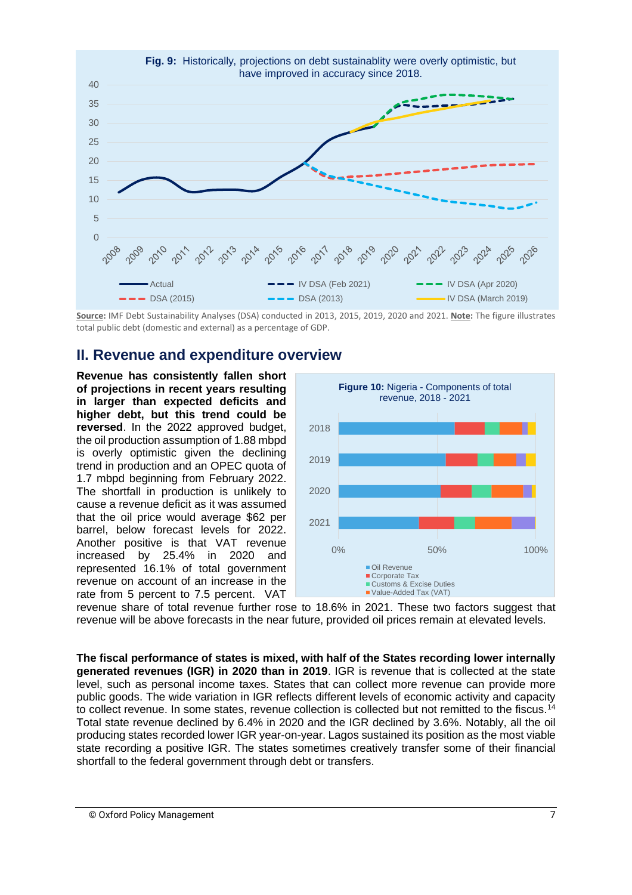**Fig. 9:** Historically, projections on debt sustainablity were overly optimistic, but have improved in accuracy since 2018.

**Source:** IMF Debt Sustainability Analyses (DSA) conducted in 2013, 2015, 2019, 2020 and 2021. **Note:** The figure illustrates total public debt (domestic and external) as a percentage of GDP.

## II. Revenue and expenditure overview

**Figure 10:** Nigeria - Components of total revenue, 2018 - 2021

**Revenue has consistently fallen short of projections in recent years resulting in larger than expected deficits and higher debt, but this trend could be reversed**. In the 2022 approved budget, the oil production assumption of 1.88 mbpd is overly optimistic given the declining trend in production and an OPEC quota of 1.7 mbpd beginning from February 2022. The shortfall in production is unlikely to cause a revenue deficit as it was assumed that the oil price would average $62 per barrel, below forecast levels for 2022. Another positive is that VAT revenue increased by 25.4% in 2020 and represented 16.1% of total government revenue on account of an increase in the rate from 5 percent to 7.5 percent. VAT revenue share of total revenue further rose to 18.6% in 2021. These two factors suggest that revenue will be above forecasts in the near future, provided oil prices remain at elevated levels.

**The fiscal performance of states is mixed, with half of the States recording lower internally generated revenues (IGR) in 2020 than in 2019**. IGR is revenue that is collected at the state level, such as personal income taxes. States that can collect more revenue can provide more public goods. The wide variation in IGR reflects different levels of economic activity and capacity to collect revenue. In some states, revenue collection is collected but not remitted to the fiscus.[14] Total state revenue declined by 6.4% in 2020 and the IGR declined by 3.6%. Notably, all the oil producing states recorded lower IGR year-on-year. Lagos sustained its position as the most viable state recording a positive IGR. The states sometimes creatively transfer some of their financial shortfall to the federal government through debt or transfers.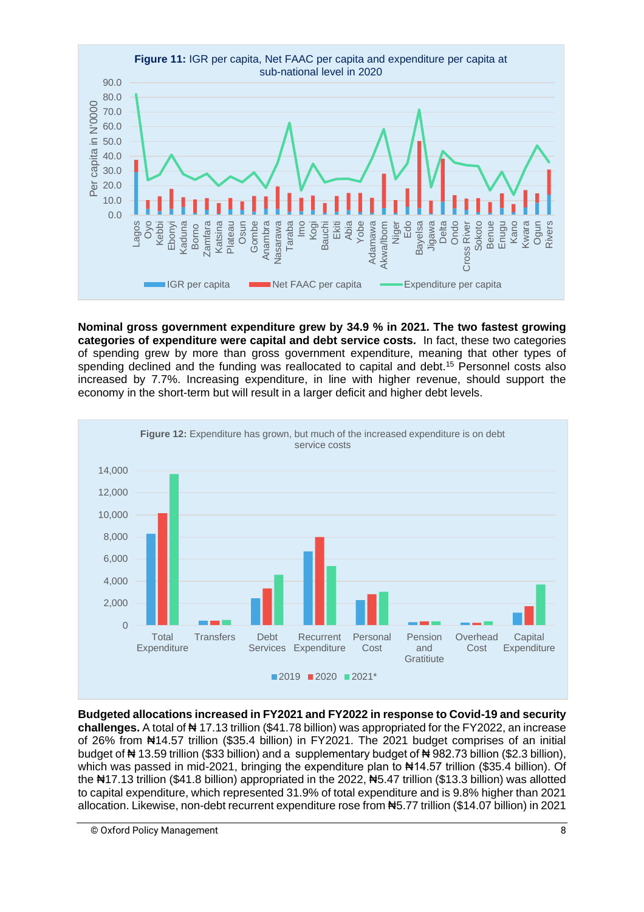**Figure 11:** IGR per capita, Net FAAC per capita and expenditure per capita at sub-national level in 2020

**Nominal gross government expenditure grew by 34.9 % in 2021. The two fastest growing categories of expenditure were capital and debt service costs.** In fact, these two categories of spending grew by more than gross government expenditure, meaning that other types of spending declined and the funding was reallocated to capital and debt.[15] Personnel costs also increased by 7.7%. Increasing expenditure, in line with higher revenue, should support the economy in the short-term but will result in a larger deficit and higher debt levels.

**Figure 12:** Expenditure has grown, but much of the increased expenditure is on debt service costs

**Budgeted allocations increased in FY2021 and FY2022 in response to Covid-19 and security challenges.** A total of ₦ 17.13 trillion ($41.78 billion) was appropriated for the FY2022, an increase of 26% from ₦14.57 trillion ($35.4 billion) in FY2021. The 2021 budget comprises of an initial budget of ₦ 13.59 trillion ($33 billion) and a supplementary budget of ₦ 982.73 billion ($2.3 billion), which was passed in mid-2021, bringing the expenditure plan to ₦14.57 trillion ($35.4 billion). Of the ₦17.13 trillion ($41.8 billion) appropriated in the 2022, ₦5.47 trillion ($13.3 billion) was allotted to capital expenditure, which represented 31.9% of total expenditure and is 9.8% higher than 2021 allocation. Likewise, non-debt recurrent expenditure rose from ₦5.77 trillion ($14.07 billion) in 2021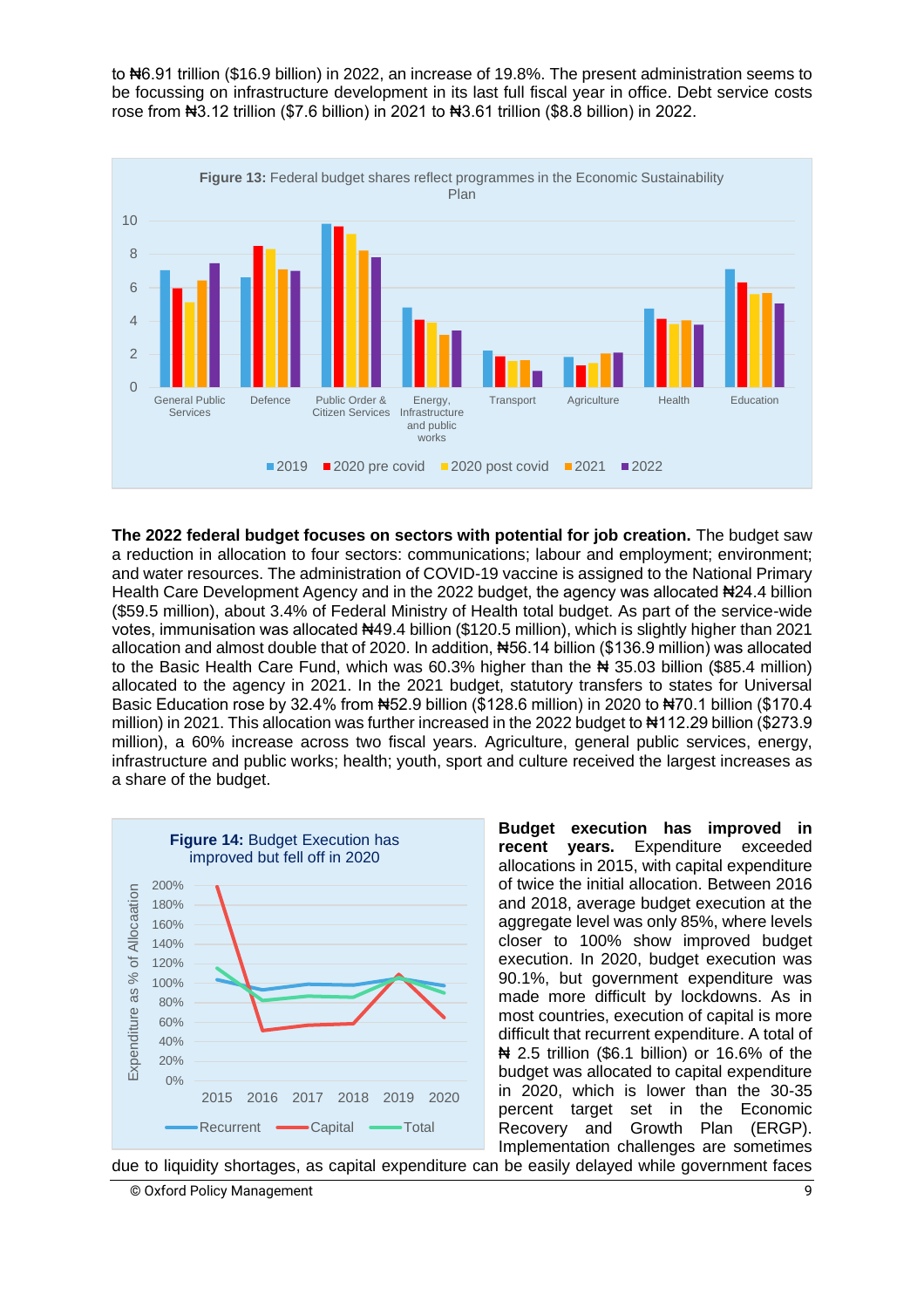to ₦6.91 trillion ($16.9 billion) in 2022, an increase of 19.8%. The present administration seems to be focussing on infrastructure development in its last full fiscal year in office. Debt service costs rose from ₦3.12 trillion ($7.6 billion) in 2021 to ₦3.61 trillion ($8.8 billion) in 2022.

**Figure 13:** Federal budget shares reflect programmes in the Economic Sustainability Plan

**The 2022 federal budget focuses on sectors with potential for job creation.** The budget saw a reduction in allocation to four sectors: communications; labour and employment; environment; and water resources. The administration of COVID-19 vaccine is assigned to the National Primary Health Care Development Agency and in the 2022 budget, the agency was allocated ₦24.4 billion ($59.5 million), about 3.4% of Federal Ministry of Health total budget. As part of the service-wide votes, immunisation was allocated ₦49.4 billion ($120.5 million), which is slightly higher than 2021 allocation and almost double that of 2020. In addition, ₦56.14 billion ($136.9 million) was allocated to the Basic Health Care Fund, which was 60.3% higher than the ₦ 35.03 billion ($85.4 million) allocated to the agency in 2021. In the 2021 budget, statutory transfers to states for Universal Basic Education rose by 32.4% from ₦52.9 billion ($128.6 million) in 2020 to ₦70.1 billion ($170.4 million) in 2021. This allocation was further increased in the 2022 budget to ₦112.29 billion ($273.9 million), a 60% increase across two fiscal years. Agriculture, general public services, energy, infrastructure and public works; health; youth, sport and culture received the largest increases as a share of the budget.

**Figure 14:** Budget Execution has improved but fell off in 2020

**Budget execution has improved in recent years.** Expenditure exceeded allocations in 2015, with capital expenditure of twice the initial allocation. Between 2016 and 2018, average budget execution at the aggregate level was only 85%, where levels closer to 100% show improved budget execution. In 2020, budget execution was 90.1%, but government expenditure was made more difficult by lockdowns. As in most countries, execution of capital is more difficult that recurrent expenditure. A total of ₦ 2.5 trillion ($6.1 billion) or 16.6% of the budget was allocated to capital expenditure in 2020, which is lower than the 30-35 percent target set in the Economic Recovery and Growth Plan (ERGP). Implementation challenges are sometimes due to liquidity shortages, as capital expenditure can be easily delayed while government faces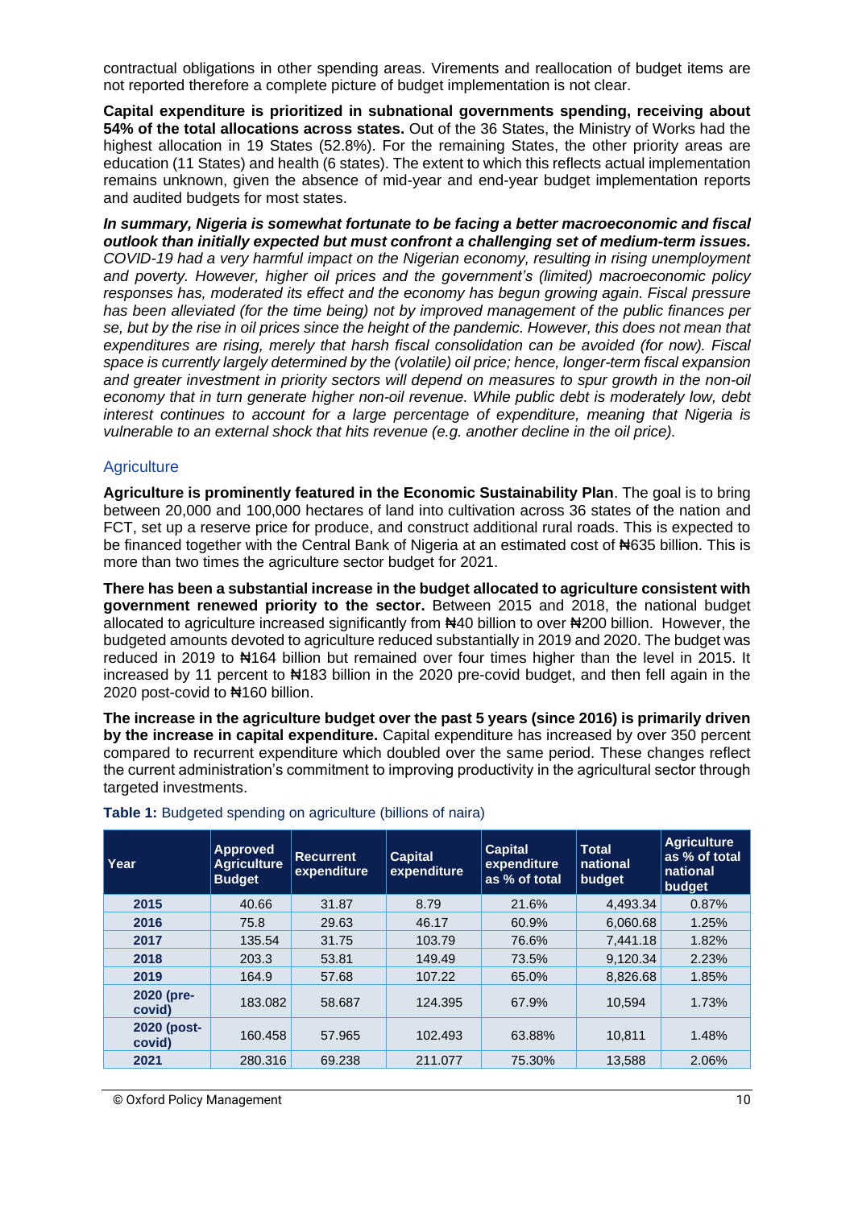contractual obligations in other spending areas. Virements and reallocation of budget items are not reported therefore a complete picture of budget implementation is not clear.

**Capital expenditure is prioritized in subnational governments spending, receiving about 54% of the total allocations across states.** Out of the 36 States, the Ministry of Works had the highest allocation in 19 States (52.8%). For the remaining States, the other priority areas are education (11 States) and health (6 states). The extent to which this reflects actual implementation remains unknown, given the absence of mid-year and end-year budget implementation reports and audited budgets for most states.

***In summary, Nigeria is somewhat fortunate to be facing a better macroeconomic and fiscal outlook than initially expected but must confront a challenging set of medium-term issues.*** *COVID-19 had a very harmful impact on the Nigerian economy, resulting in rising unemployment and poverty. However, higher oil prices and the government's (limited) macroeconomic policy responses has, moderated its effect and the economy has begun growing again. Fiscal pressure has been alleviated (for the time being) not by improved management of the public finances per se, but by the rise in oil prices since the height of the pandemic. However, this does not mean that expenditures are rising, merely that harsh fiscal consolidation can be avoided (for now). Fiscal space is currently largely determined by the (volatile) oil price; hence, longer-term fiscal expansion and greater investment in priority sectors will depend on measures to spur growth in the non-oil economy that in turn generate higher non-oil revenue. While public debt is moderately low, debt interest continues to account for a large percentage of expenditure, meaning that Nigeria is vulnerable to an external shock that hits revenue (e.g. another decline in the oil price).*

## Agriculture

**Agriculture is prominently featured in the Economic Sustainability Plan**. The goal is to bring between 20,000 and 100,000 hectares of land into cultivation across 36 states of the nation and FCT, set up a reserve price for produce, and construct additional rural roads. This is expected to be financed together with the Central Bank of Nigeria at an estimated cost of ₦635 billion. This is more than two times the agriculture sector budget for 2021.

**There has been a substantial increase in the budget allocated to agriculture consistent with government renewed priority to the sector.** Between 2015 and 2018, the national budget allocated to agriculture increased significantly from ₦40 billion to over ₦200 billion. However, the budgeted amounts devoted to agriculture reduced substantially in 2019 and 2020. The budget was reduced in 2019 to ₦164 billion but remained over four times higher than the level in 2015. It increased by 11 percent to ₦183 billion in the 2020 pre-covid budget, and then fell again in the 2020 post-covid to ₦160 billion.

**The increase in the agriculture budget over the past 5 years (since 2016) is primarily driven by the increase in capital expenditure.** Capital expenditure has increased by over 350 percent compared to recurrent expenditure which doubled over the same period. These changes reflect the current administration's commitment to improving productivity in the agricultural sector through targeted investments.

**Table 1:** Budgeted spending on agriculture (billions of naira)

| Year | Approved Agriculture Budget | Recurrent expenditure | Capital expenditure | Capital expenditure as % of total | Total national budget | Agriculture as % of total national budget |
|---|---|---|---|---|---|---|
| **2015** | 40.66 | 31.87 | 8.79 | 21.6% | 4,493.34 | 0.87% |
| **2016** | 75.8 | 29.63 | 46.17 | 60.9% | 6,060.68 | 1.25% |
| **2017** | 135.54 | 31.75 | 103.79 | 76.6% | 7,441.18 | 1.82% |
| **2018** | 203.3 | 53.81 | 149.49 | 73.5% | 9,120.34 | 2.23% |
| **2019** | 164.9 | 57.68 | 107.22 | 65.0% | 8,826.68 | 1.85% |
| **2020 (pre-covid)** | 183.082 | 58.687 | 124.395 | 67.9% | 10,594 | 1.73% |
| **2020 (post-covid)** | 160.458 | 57.965 | 102.493 | 63.88% | 10,811 | 1.48% |
| **2021** | 280.316 | 69.238 | 211.077 | 75.30% | 13,588 | 2.06% |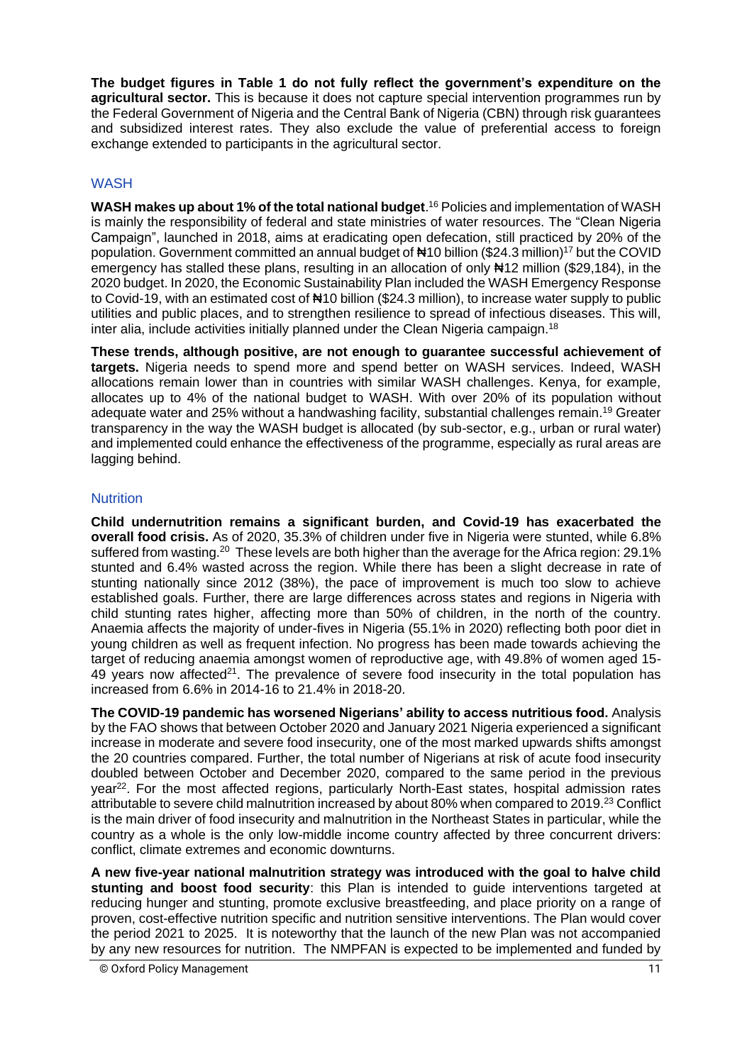**The budget figures in Table 1 do not fully reflect the government's expenditure on the agricultural sector.** This is because it does not capture special intervention programmes run by the Federal Government of Nigeria and the Central Bank of Nigeria (CBN) through risk guarantees and subsidized interest rates. They also exclude the value of preferential access to foreign exchange extended to participants in the agricultural sector.

## WASH

**WASH makes up about 1% of the total national budget**.[16] Policies and implementation of WASH is mainly the responsibility of federal and state ministries of water resources. The "Clean Nigeria Campaign", launched in 2018, aims at eradicating open defecation, still practiced by 20% of the population. Government committed an annual budget of ₦10 billion ($24.3 million)[17] but the COVID emergency has stalled these plans, resulting in an allocation of only ₦12 million ($29,184), in the 2020 budget. In 2020, the Economic Sustainability Plan included the WASH Emergency Response to Covid-19, with an estimated cost of ₦10 billion ($24.3 million), to increase water supply to public utilities and public places, and to strengthen resilience to spread of infectious diseases. This will, inter alia, include activities initially planned under the Clean Nigeria campaign.[18]

**These trends, although positive, are not enough to guarantee successful achievement of targets.** Nigeria needs to spend more and spend better on WASH services. Indeed, WASH allocations remain lower than in countries with similar WASH challenges. Kenya, for example, allocates up to 4% of the national budget to WASH. With over 20% of its population without adequate water and 25% without a handwashing facility, substantial challenges remain.[19] Greater transparency in the way the WASH budget is allocated (by sub-sector, e.g., urban or rural water) and implemented could enhance the effectiveness of the programme, especially as rural areas are lagging behind.

## Nutrition

**Child undernutrition remains a significant burden, and Covid-19 has exacerbated the overall food crisis.** As of 2020, 35.3% of children under five in Nigeria were stunted, while 6.8% suffered from wasting.[20] These levels are both higher than the average for the Africa region: 29.1% stunted and 6.4% wasted across the region. While there has been a slight decrease in rate of stunting nationally since 2012 (38%), the pace of improvement is much too slow to achieve established goals. Further, there are large differences across states and regions in Nigeria with child stunting rates higher, affecting more than 50% of children, in the north of the country. Anaemia affects the majority of under-fives in Nigeria (55.1% in 2020) reflecting both poor diet in young children as well as frequent infection. No progress has been made towards achieving the target of reducing anaemia amongst women of reproductive age, with 49.8% of women aged 15-49 years now affected[21]. The prevalence of severe food insecurity in the total population has increased from 6.6% in 2014-16 to 21.4% in 2018-20.

**The COVID-19 pandemic has worsened Nigerians' ability to access nutritious food.** Analysis by the FAO shows that between October 2020 and January 2021 Nigeria experienced a significant increase in moderate and severe food insecurity, one of the most marked upwards shifts amongst the 20 countries compared. Further, the total number of Nigerians at risk of acute food insecurity doubled between October and December 2020, compared to the same period in the previous year[22]. For the most affected regions, particularly North-East states, hospital admission rates attributable to severe child malnutrition increased by about 80% when compared to 2019.[23] Conflict is the main driver of food insecurity and malnutrition in the Northeast States in particular, while the country as a whole is the only low-middle income country affected by three concurrent drivers: conflict, climate extremes and economic downturns.

**A new five-year national malnutrition strategy was introduced with the goal to halve child stunting and boost food security**: this Plan is intended to guide interventions targeted at reducing hunger and stunting, promote exclusive breastfeeding, and place priority on a range of proven, cost-effective nutrition specific and nutrition sensitive interventions. The Plan would cover the period 2021 to 2025. It is noteworthy that the launch of the new Plan was not accompanied by any new resources for nutrition. The NMPFAN is expected to be implemented and funded by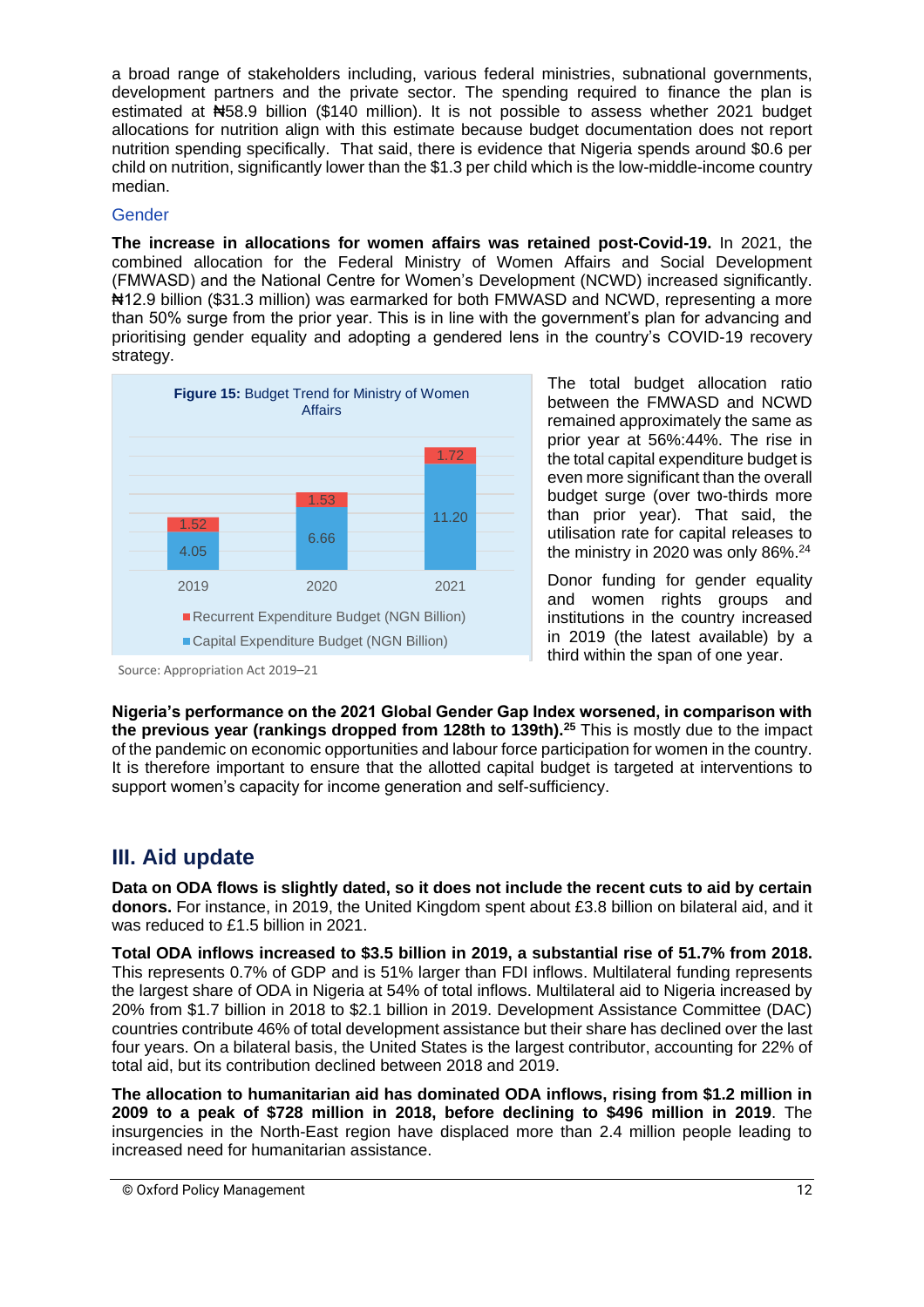a broad range of stakeholders including, various federal ministries, subnational governments, development partners and the private sector. The spending required to finance the plan is estimated at ₦58.9 billion ($140 million). It is not possible to assess whether 2021 budget allocations for nutrition align with this estimate because budget documentation does not report nutrition spending specifically. That said, there is evidence that Nigeria spends around $0.6 per child on nutrition, significantly lower than the $1.3 per child which is the low-middle-income country median.

### Gender

**The increase in allocations for women affairs was retained post-Covid-19.** In 2021, the combined allocation for the Federal Ministry of Women Affairs and Social Development (FMWASD) and the National Centre for Women's Development (NCWD) increased significantly. ₦12.9 billion ($31.3 million) was earmarked for both FMWASD and NCWD, representing a more than 50% surge from the prior year. This is in line with the government's plan for advancing and prioritising gender equality and adopting a gendered lens in the country's COVID-19 recovery strategy.

**Figure 15:** Budget Trend for Ministry of Women Affairs

| Year | Capital Expenditure Budget (NGN Billion) | Recurrent Expenditure Budget (NGN Billion) |
|---|---|---|
| 2019 | 4.05 | 1.52 |
| 2020 | 6.66 | 1.53 |
| 2021 | 11.20 | 1.72 |

Source: Appropriation Act 2019–21

The total budget allocation ratio between the FMWASD and NCWD remained approximately the same as prior year at 56%:44%. The rise in the total capital expenditure budget is even more significant than the overall budget surge (over two-thirds more than prior year). That said, the utilisation rate for capital releases to the ministry in 2020 was only 86%.[24]

Donor funding for gender equality and women rights groups and institutions in the country increased in 2019 (the latest available) by a third within the span of one year.

**Nigeria's performance on the 2021 Global Gender Gap Index worsened, in comparison with the previous year (rankings dropped from 128th to 139th).[25]** This is mostly due to the impact of the pandemic on economic opportunities and labour force participation for women in the country. It is therefore important to ensure that the allotted capital budget is targeted at interventions to support women's capacity for income generation and self-sufficiency.

## III. Aid update

**Data on ODA flows is slightly dated, so it does not include the recent cuts to aid by certain donors.** For instance, in 2019, the United Kingdom spent about £3.8 billion on bilateral aid, and it was reduced to £1.5 billion in 2021.

**Total ODA inflows increased to $3.5 billion in 2019, a substantial rise of 51.7% from 2018.** This represents 0.7% of GDP and is 51% larger than FDI inflows. Multilateral funding represents the largest share of ODA in Nigeria at 54% of total inflows. Multilateral aid to Nigeria increased by 20% from $1.7 billion in 2018 to $2.1 billion in 2019. Development Assistance Committee (DAC) countries contribute 46% of total development assistance but their share has declined over the last four years. On a bilateral basis, the United States is the largest contributor, accounting for 22% of total aid, but its contribution declined between 2018 and 2019.

**The allocation to humanitarian aid has dominated ODA inflows, rising from $1.2 million in 2009 to a peak of $728 million in 2018, before declining to $496 million in 2019**. The insurgencies in the North-East region have displaced more than 2.4 million people leading to increased need for humanitarian assistance.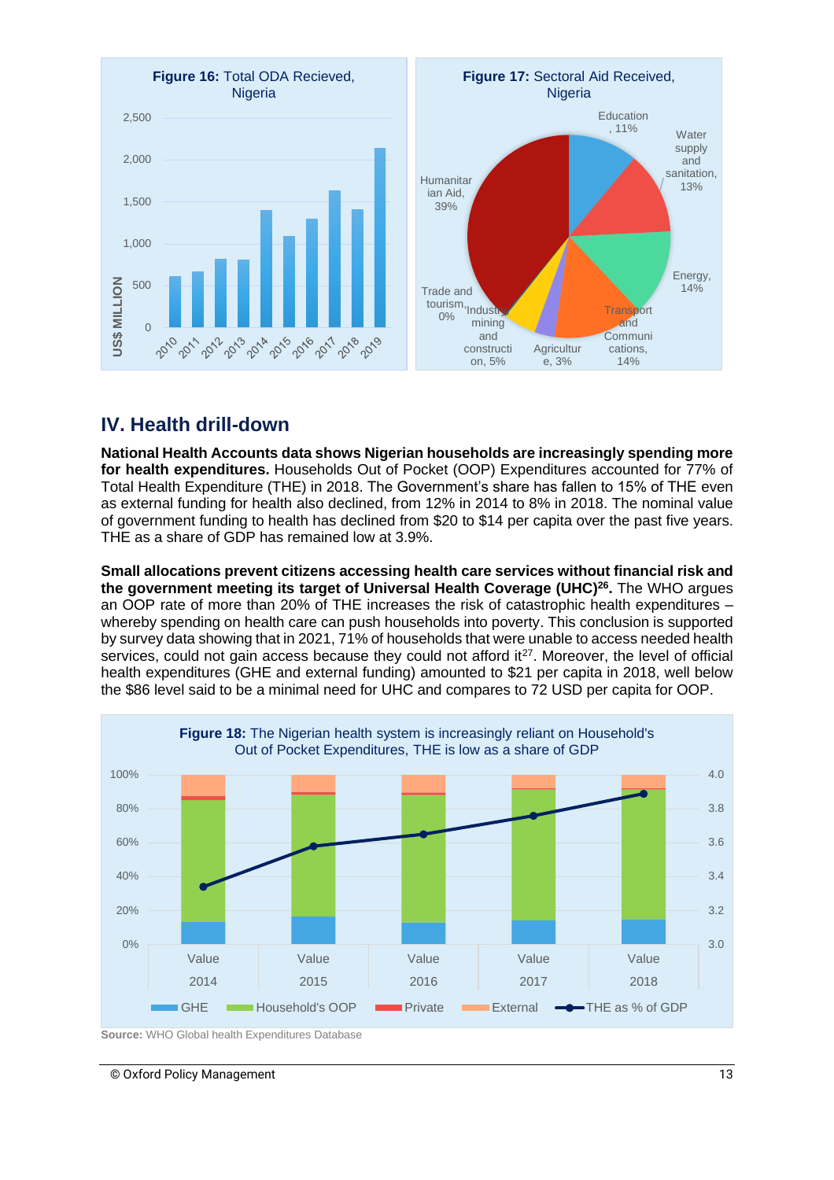**Figure 16:** Total ODA Recieved, Nigeria

**Figure 17:** Sectoral Aid Received, Nigeria

## IV. Health drill-down

**National Health Accounts data shows Nigerian households are increasingly spending more for health expenditures.** Households Out of Pocket (OOP) Expenditures accounted for 77% of Total Health Expenditure (THE) in 2018. The Government's share has fallen to 15% of THE even as external funding for health also declined, from 12% in 2014 to 8% in 2018. The nominal value of government funding to health has declined from $20 to $14 per capita over the past five years. THE as a share of GDP has remained low at 3.9%.

**Small allocations prevent citizens accessing health care services without financial risk and the government meeting its target of Universal Health Coverage (UHC)[26].** The WHO argues an OOP rate of more than 20% of THE increases the risk of catastrophic health expenditures – whereby spending on health care can push households into poverty. This conclusion is supported by survey data showing that in 2021, 71% of households that were unable to access needed health services, could not gain access because they could not afford it[27]. Moreover, the level of official health expenditures (GHE and external funding) amounted to $21 per capita in 2018, well below the $86 level said to be a minimal need for UHC and compares to 72 USD per capita for OOP.

**Figure 18:** The Nigerian health system is increasingly reliant on Household's Out of Pocket Expenditures, THE is low as a share of GDP

**Source:** WHO Global health Expenditures Database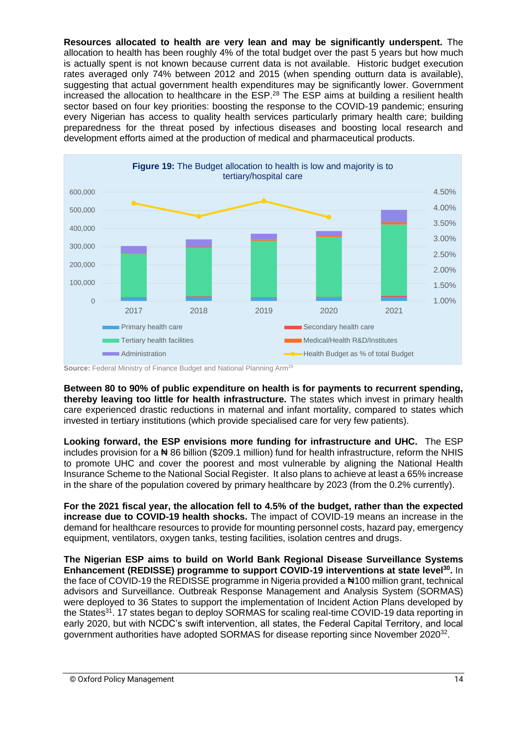**Resources allocated to health are very lean and may be significantly underspent.** The allocation to health has been roughly 4% of the total budget over the past 5 years but how much is actually spent is not known because current data is not available. Historic budget execution rates averaged only 74% between 2012 and 2015 (when spending outturn data is available), suggesting that actual government health expenditures may be significantly lower. Government increased the allocation to healthcare in the ESP.[28] The ESP aims at building a resilient health sector based on four key priorities: boosting the response to the COVID-19 pandemic; ensuring every Nigerian has access to quality health services particularly primary health care; building preparedness for the threat posed by infectious diseases and boosting local research and development efforts aimed at the production of medical and pharmaceutical products.

**Figure 19:** The Budget allocation to health is low and majority is to tertiary/hospital care

**Source:** Federal Ministry of Finance Budget and National Planning Arm[29]

**Between 80 to 90% of public expenditure on health is for payments to recurrent spending, thereby leaving too little for health infrastructure.** The states which invest in primary health care experienced drastic reductions in maternal and infant mortality, compared to states which invested in tertiary institutions (which provide specialised care for very few patients).

**Looking forward, the ESP envisions more funding for infrastructure and UHC.** The ESP includes provision for a ₦ 86 billion ($209.1 million) fund for health infrastructure, reform the NHIS to promote UHC and cover the poorest and most vulnerable by aligning the National Health Insurance Scheme to the National Social Register. It also plans to achieve at least a 65% increase in the share of the population covered by primary healthcare by 2023 (from the 0.2% currently).

**For the 2021 fiscal year, the allocation fell to 4.5% of the budget, rather than the expected increase due to COVID-19 health shocks.** The impact of COVID-19 means an increase in the demand for healthcare resources to provide for mounting personnel costs, hazard pay, emergency equipment, ventilators, oxygen tanks, testing facilities, isolation centres and drugs.

**The Nigerian ESP aims to build on World Bank Regional Disease Surveillance Systems Enhancement (REDISSE) programme to support COVID-19 interventions at state level[30].** In the face of COVID-19 the REDISSE programme in Nigeria provided a ₦100 million grant, technical advisors and Surveillance. Outbreak Response Management and Analysis System (SORMAS) were deployed to 36 States to support the implementation of Incident Action Plans developed by the States[31]. 17 states began to deploy SORMAS for scaling real-time COVID-19 data reporting in early 2020, but with NCDC's swift intervention, all states, the Federal Capital Territory, and local government authorities have adopted SORMAS for disease reporting since November 2020[32].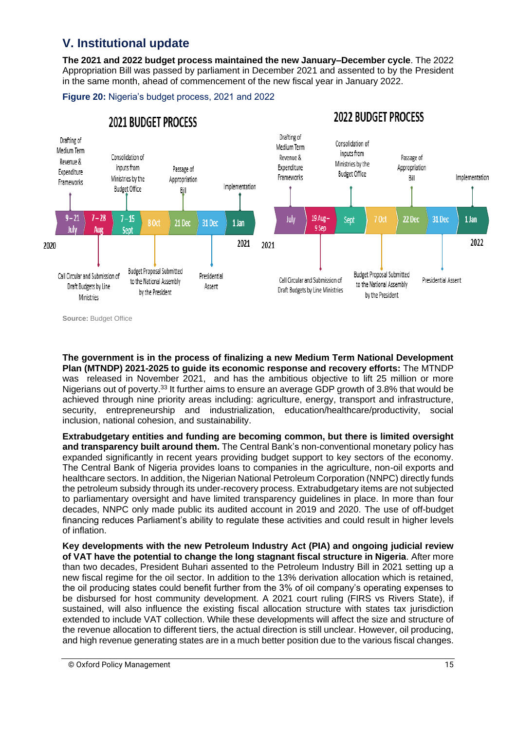## V. Institutional update

**The 2021 and 2022 budget process maintained the new January–December cycle**. The 2022 Appropriation Bill was passed by parliament in December 2021 and assented to by the President in the same month, ahead of commencement of the new fiscal year in January 2022.

**Figure 20:** Nigeria's budget process, 2021 and 2022

**2021 BUDGET PROCESS**

| Date | Activity |
|---|---|
| 9–21 July (2020) | Drafting of Medium Term Revenue & Expenditure Frameworks |
| 7–28 Aug | Call Circular and Submission of Draft Budgets by Line Ministries |
| 7–15 Sept | Consolidation of inputs from Ministries by the Budget Office |
| 8 Oct | Budget Proposal Submitted to the National Assembly by the President |
| 21 Dec | Passage of Appropriation Bill |
| 31 Dec | Presidential Assent |
| 1 Jan (2021) | Implementation |

**2022 BUDGET PROCESS**

| Date | Activity |
|---|---|
| July (2021) | Drafting of Medium Term Revenue & Expenditure Frameworks |
| 19 Aug – 9 Sep | Call Circular and Submission of Draft Budgets by Line Ministries |
| Sept | Consolidation of inputs from Ministries by the Budget Office |
| 7 Oct | Budget Proposal Submitted to the National Assembly by the President |
| 22 Dec | Passage of Appropriation Bill |
| 31 Dec | Presidential Assent |
| 1 Jan (2022) | Implementation |

**Source:** Budget Office

**The government is in the process of finalizing a new Medium Term National Development Plan (MTNDP) 2021-2025 to guide its economic response and recovery efforts:** The MTNDP was released in November 2021, and has the ambitious objective to lift 25 million or more Nigerians out of poverty.[33] It further aims to ensure an average GDP growth of 3.8% that would be achieved through nine priority areas including: agriculture, energy, transport and infrastructure, security, entrepreneurship and industrialization, education/healthcare/productivity, social inclusion, national cohesion, and sustainability.

**Extrabudgetary entities and funding are becoming common, but there is limited oversight and transparency built around them.** The Central Bank's non-conventional monetary policy has expanded significantly in recent years providing budget support to key sectors of the economy. The Central Bank of Nigeria provides loans to companies in the agriculture, non-oil exports and healthcare sectors. In addition, the Nigerian National Petroleum Corporation (NNPC) directly funds the petroleum subsidy through its under-recovery process. Extrabudgetary items are not subjected to parliamentary oversight and have limited transparency guidelines in place. In more than four decades, NNPC only made public its audited account in 2019 and 2020. The use of off-budget financing reduces Parliament's ability to regulate these activities and could result in higher levels of inflation.

**Key developments with the new Petroleum Industry Act (PIA) and ongoing judicial review of VAT have the potential to change the long stagnant fiscal structure in Nigeria**. After more than two decades, President Buhari assented to the Petroleum Industry Bill in 2021 setting up a new fiscal regime for the oil sector. In addition to the 13% derivation allocation which is retained, the oil producing states could benefit further from the 3% of oil company's operating expenses to be disbursed for host community development. A 2021 court ruling (FIRS vs Rivers State), if sustained, will also influence the existing fiscal allocation structure with states tax jurisdiction extended to include VAT collection. While these developments will affect the size and structure of the revenue allocation to different tiers, the actual direction is still unclear. However, oil producing, and high revenue generating states are in a much better position due to the various fiscal changes.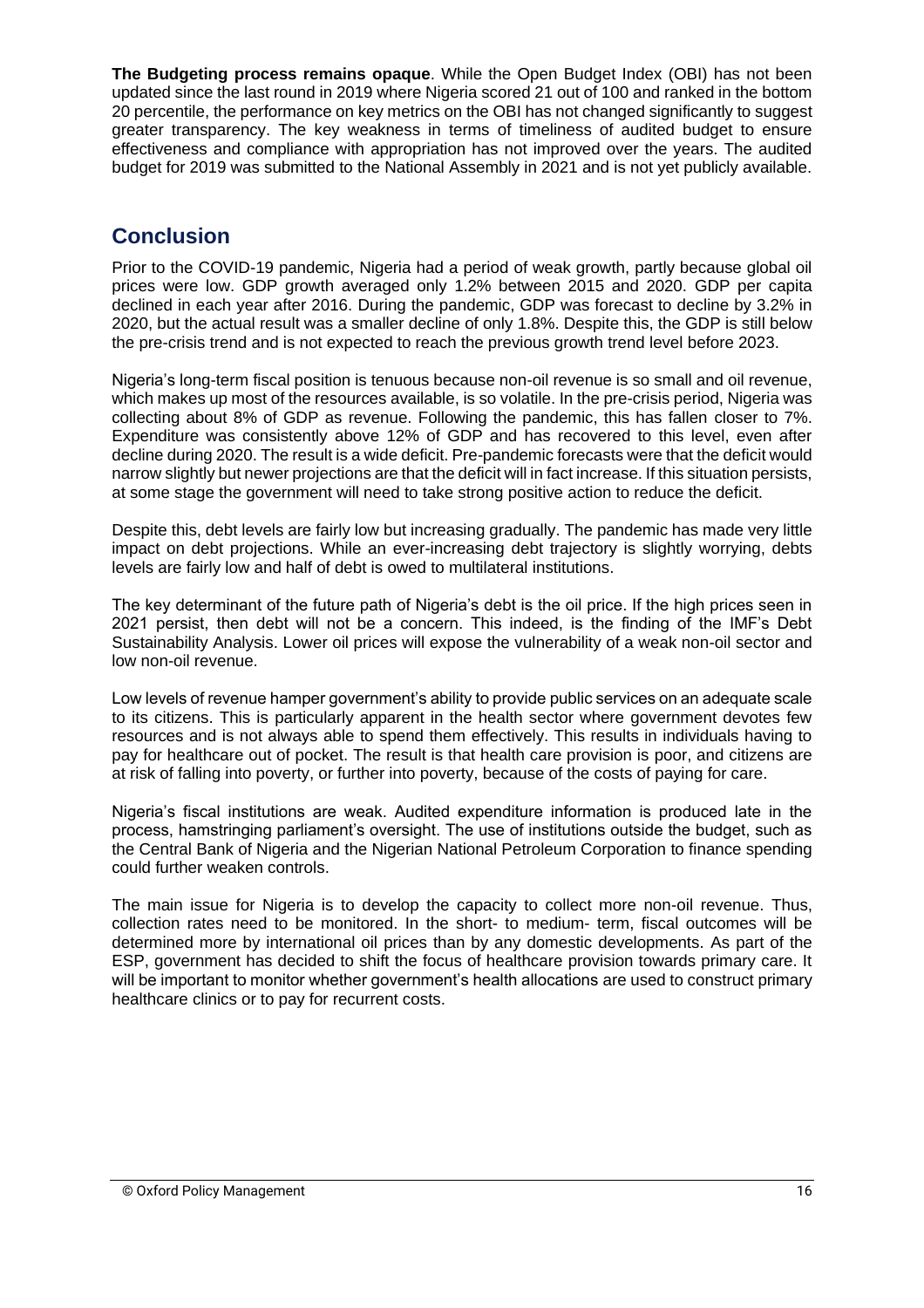**The Budgeting process remains opaque**. While the Open Budget Index (OBI) has not been updated since the last round in 2019 where Nigeria scored 21 out of 100 and ranked in the bottom 20 percentile, the performance on key metrics on the OBI has not changed significantly to suggest greater transparency. The key weakness in terms of timeliness of audited budget to ensure effectiveness and compliance with appropriation has not improved over the years. The audited budget for 2019 was submitted to the National Assembly in 2021 and is not yet publicly available.

## Conclusion

Prior to the COVID-19 pandemic, Nigeria had a period of weak growth, partly because global oil prices were low. GDP growth averaged only 1.2% between 2015 and 2020. GDP per capita declined in each year after 2016. During the pandemic, GDP was forecast to decline by 3.2% in 2020, but the actual result was a smaller decline of only 1.8%. Despite this, the GDP is still below the pre-crisis trend and is not expected to reach the previous growth trend level before 2023.

Nigeria's long-term fiscal position is tenuous because non-oil revenue is so small and oil revenue, which makes up most of the resources available, is so volatile. In the pre-crisis period, Nigeria was collecting about 8% of GDP as revenue. Following the pandemic, this has fallen closer to 7%. Expenditure was consistently above 12% of GDP and has recovered to this level, even after decline during 2020. The result is a wide deficit. Pre-pandemic forecasts were that the deficit would narrow slightly but newer projections are that the deficit will in fact increase. If this situation persists, at some stage the government will need to take strong positive action to reduce the deficit.

Despite this, debt levels are fairly low but increasing gradually. The pandemic has made very little impact on debt projections. While an ever-increasing debt trajectory is slightly worrying, debts levels are fairly low and half of debt is owed to multilateral institutions.

The key determinant of the future path of Nigeria's debt is the oil price. If the high prices seen in 2021 persist, then debt will not be a concern. This indeed, is the finding of the IMF's Debt Sustainability Analysis. Lower oil prices will expose the vulnerability of a weak non-oil sector and low non-oil revenue.

Low levels of revenue hamper government's ability to provide public services on an adequate scale to its citizens. This is particularly apparent in the health sector where government devotes few resources and is not always able to spend them effectively. This results in individuals having to pay for healthcare out of pocket. The result is that health care provision is poor, and citizens are at risk of falling into poverty, or further into poverty, because of the costs of paying for care.

Nigeria's fiscal institutions are weak. Audited expenditure information is produced late in the process, hamstringing parliament's oversight. The use of institutions outside the budget, such as the Central Bank of Nigeria and the Nigerian National Petroleum Corporation to finance spending could further weaken controls.

The main issue for Nigeria is to develop the capacity to collect more non-oil revenue. Thus, collection rates need to be monitored. In the short- to medium- term, fiscal outcomes will be determined more by international oil prices than by any domestic developments. As part of the ESP, government has decided to shift the focus of healthcare provision towards primary care. It will be important to monitor whether government's health allocations are used to construct primary healthcare clinics or to pay for recurrent costs.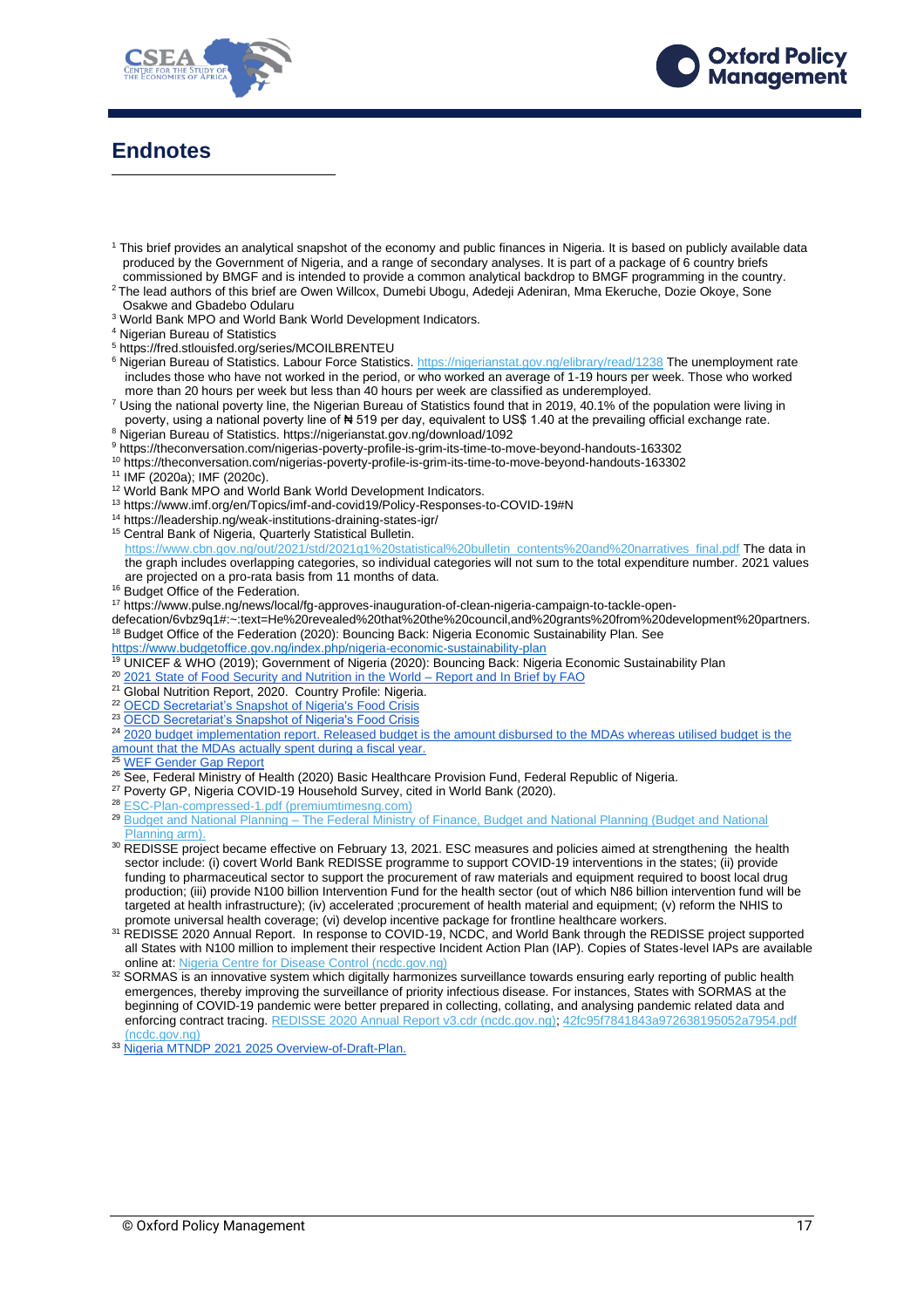# Endnotes

[1] This brief provides an analytical snapshot of the economy and public finances in Nigeria. It is based on publicly available data produced by the Government of Nigeria, and a range of secondary analyses. It is part of a package of 6 country briefs commissioned by BMGF and is intended to provide a common analytical backdrop to BMGF programming in the country.

[2] The lead authors of this brief are Owen Willcox, Dumebi Ubogu, Adedeji Adeniran, Mma Ekeruche, Dozie Okoye, Sone Osakwe and Gbadebo Odularu

[3] World Bank MPO and World Bank World Development Indicators.

[4] Nigerian Bureau of Statistics

[5] https://fred.stlouisfed.org/series/MCOILBRENTEU

[6] Nigerian Bureau of Statistics. Labour Force Statistics. https://nigerianstat.gov.ng/elibrary/read/1238 The unemployment rate includes those who have not worked in the period, or who worked an average of 1-19 hours per week. Those who worked more than 20 hours per week but less than 40 hours per week are classified as underemployed.

[7] Using the national poverty line, the Nigerian Bureau of Statistics found that in 2019, 40.1% of the population were living in poverty, using a national poverty line of ₦ 519 per day, equivalent to US$ 1.40 at the prevailing official exchange rate.

[8] Nigerian Bureau of Statistics. https://nigerianstat.gov.ng/download/1092

[9] https://theconversation.com/nigerias-poverty-profile-is-grim-its-time-to-move-beyond-handouts-163302

[10] https://theconversation.com/nigerias-poverty-profile-is-grim-its-time-to-move-beyond-handouts-163302

[11] IMF (2020a); IMF (2020c).

[12] World Bank MPO and World Bank World Development Indicators.

[13] https://www.imf.org/en/Topics/imf-and-covid19/Policy-Responses-to-COVID-19#N

[14] https://leadership.ng/weak-institutions-draining-states-igr/

[15] Central Bank of Nigeria, Quarterly Statistical Bulletin. https://www.cbn.gov.ng/out/2021/std/2021q1%20statistical%20bulletin_contents%20and%20narratives_final.pdf The data in the graph includes overlapping categories, so individual categories will not sum to the total expenditure number. 2021 values are projected on a pro-rata basis from 11 months of data.

[16] Budget Office of the Federation.

[17] https://www.pulse.ng/news/local/fg-approves-inauguration-of-clean-nigeria-campaign-to-tackle-open-defecation/6vbz9q1#:~:text=He%20revealed%20that%20the%20council,and%20grants%20from%20development%20partners.

[18] Budget Office of the Federation (2020): Bouncing Back: Nigeria Economic Sustainability Plan. See https://www.budgetoffice.gov.ng/index.php/nigeria-economic-sustainability-plan

[19] UNICEF & WHO (2019); Government of Nigeria (2020): Bouncing Back: Nigeria Economic Sustainability Plan

[20] 2021 State of Food Security and Nutrition in the World – Report and In Brief by FAO

[21] Global Nutrition Report, 2020. Country Profile: Nigeria.

[22] OECD Secretariat's Snapshot of Nigeria's Food Crisis

[23] OECD Secretariat's Snapshot of Nigeria's Food Crisis

[24] 2020 budget implementation report. Released budget is the amount disbursed to the MDAs whereas utilised budget is the amount that the MDAs actually spent during a fiscal year.

[25] WEF Gender Gap Report

[26] See, Federal Ministry of Health (2020) Basic Healthcare Provision Fund, Federal Republic of Nigeria.

[27] Poverty GP, Nigeria COVID-19 Household Survey, cited in World Bank (2020).

[28] ESC-Plan-compressed-1.pdf (premiumtimesng.com)

[29] Budget and National Planning – The Federal Ministry of Finance, Budget and National Planning (Budget and National Planning arm).

[30] REDISSE project became effective on February 13, 2021. ESC measures and policies aimed at strengthening the health sector include: (i) covert World Bank REDISSE programme to support COVID-19 interventions in the states; (ii) provide funding to pharmaceutical sector to support the procurement of raw materials and equipment required to boost local drug production; (iii) provide N100 billion Intervention Fund for the health sector (out of which N86 billion intervention fund will be targeted at health infrastructure); (iv) accelerated ;procurement of health material and equipment; (v) reform the NHIS to promote universal health coverage; (vi) develop incentive package for frontline healthcare workers.

[31] REDISSE 2020 Annual Report. In response to COVID-19, NCDC, and World Bank through the REDISSE project supported all States with N100 million to implement their respective Incident Action Plan (IAP). Copies of States-level IAPs are available online at: Nigeria Centre for Disease Control (ncdc.gov.ng)

[32] SORMAS is an innovative system which digitally harmonizes surveillance towards ensuring early reporting of public health emergences, thereby improving the surveillance of priority infectious disease. For instances, States with SORMAS at the beginning of COVID-19 pandemic were better prepared in collecting, collating, and analysing pandemic related data and enforcing contract tracing. REDISSE 2020 Annual Report v3.cdr (ncdc.gov.ng); 42fc95f7841843a972638195052a7954.pdf (ncdc.gov.ng)

[33] Nigeria MTNDP 2021 2025 Overview-of-Draft-Plan.